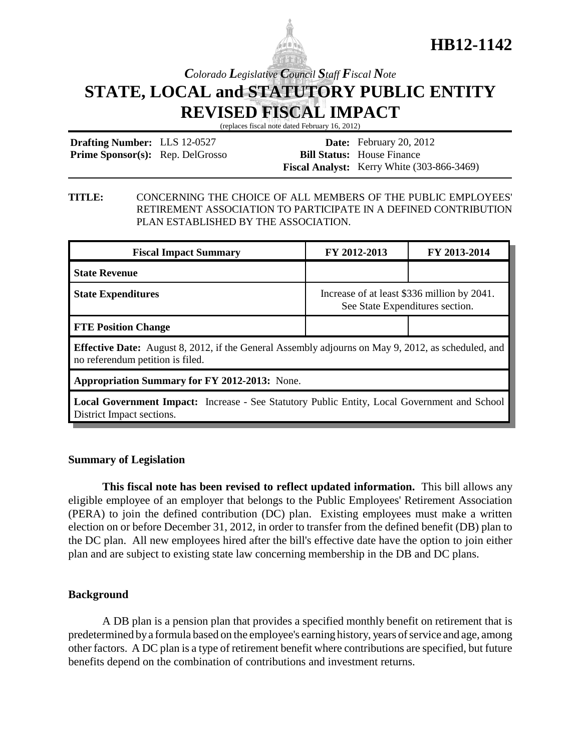# HB12-1142

*Colorado Legislative Council Staff Fiscal Note*

# STATE, LOCAL and STATUTORY PUBLIC ENTITY REVISED FISCAL IMPACT

(replaces fiscal note dated February 16, 2012)

**Drafting Number:** LLS 12-0527
**Prime Sponsor(s):** Rep. DelGrosso

**Date:** February 20, 2012
**Bill Status:** House Finance
**Fiscal Analyst:** Kerry White (303-866-3469)

**TITLE:** CONCERNING THE CHOICE OF ALL MEMBERS OF THE PUBLIC EMPLOYEES' RETIREMENT ASSOCIATION TO PARTICIPATE IN A DEFINED CONTRIBUTION PLAN ESTABLISHED BY THE ASSOCIATION.

| Fiscal Impact Summary | FY 2012-2013 | FY 2013-2014 |
|---|---|---|
| **State Revenue** | | |
| **State Expenditures** | Increase of at least $336 million by 2041. See State Expenditures section. | |
| **FTE Position Change** | | |
| **Effective Date:** August 8, 2012, if the General Assembly adjourns on May 9, 2012, as scheduled, and no referendum petition is filed. | | |
| **Appropriation Summary for FY 2012-2013:** None. | | |
| **Local Government Impact:** Increase - See Statutory Public Entity, Local Government and School District Impact sections. | | |

### Summary of Legislation

**This fiscal note has been revised to reflect updated information.** This bill allows any eligible employee of an employer that belongs to the Public Employees' Retirement Association (PERA) to join the defined contribution (DC) plan. Existing employees must make a written election on or before December 31, 2012, in order to transfer from the defined benefit (DB) plan to the DC plan. All new employees hired after the bill's effective date have the option to join either plan and are subject to existing state law concerning membership in the DB and DC plans.

### Background

A DB plan is a pension plan that provides a specified monthly benefit on retirement that is predetermined by a formula based on the employee's earning history, years of service and age, among other factors. A DC plan is a type of retirement benefit where contributions are specified, but future benefits depend on the combination of contributions and investment returns.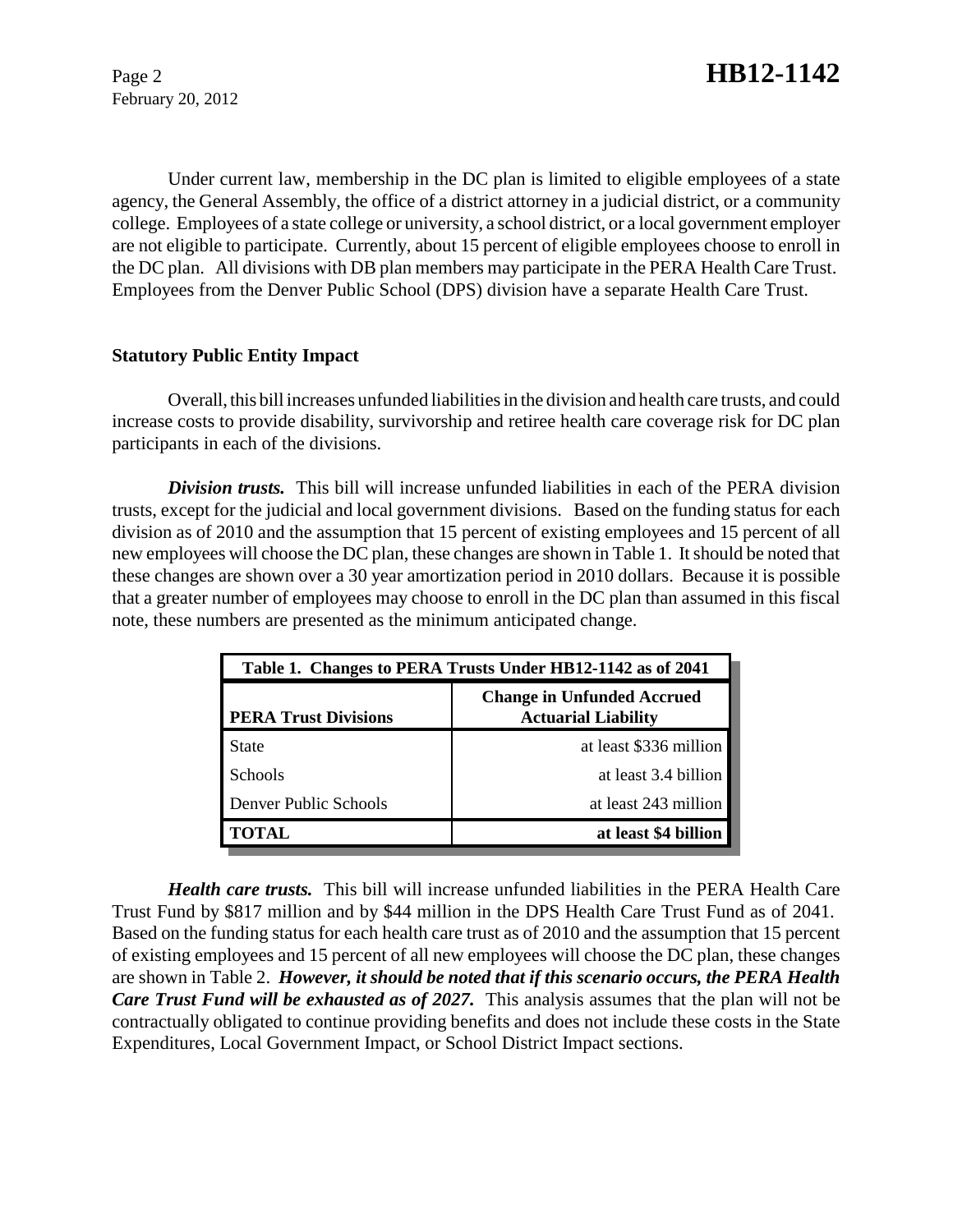Under current law, membership in the DC plan is limited to eligible employees of a state agency, the General Assembly, the office of a district attorney in a judicial district, or a community college. Employees of a state college or university, a school district, or a local government employer are not eligible to participate. Currently, about 15 percent of eligible employees choose to enroll in the DC plan. All divisions with DB plan members may participate in the PERA Health Care Trust. Employees from the Denver Public School (DPS) division have a separate Health Care Trust.

**Statutory Public Entity Impact**

Overall, this bill increases unfunded liabilities in the division and health care trusts, and could increase costs to provide disability, survivorship and retiree health care coverage risk for DC plan participants in each of the divisions.

***Division trusts.*** This bill will increase unfunded liabilities in each of the PERA division trusts, except for the judicial and local government divisions. Based on the funding status for each division as of 2010 and the assumption that 15 percent of existing employees and 15 percent of all new employees will choose the DC plan, these changes are shown in Table 1. It should be noted that these changes are shown over a 30 year amortization period in 2010 dollars. Because it is possible that a greater number of employees may choose to enroll in the DC plan than assumed in this fiscal note, these numbers are presented as the minimum anticipated change.

**Table 1. Changes to PERA Trusts Under HB12-1142 as of 2041**

| PERA Trust Divisions | Change in Unfunded Accrued Actuarial Liability |
|---|---|
| State | at least $336 million |
| Schools | at least 3.4 billion |
| Denver Public Schools | at least 243 million |
| **TOTAL** | **at least $4 billion** |

***Health care trusts.*** This bill will increase unfunded liabilities in the PERA Health Care Trust Fund by $817 million and by $44 million in the DPS Health Care Trust Fund as of 2041. Based on the funding status for each health care trust as of 2010 and the assumption that 15 percent of existing employees and 15 percent of all new employees will choose the DC plan, these changes are shown in Table 2. ***However, it should be noted that if this scenario occurs, the PERA Health Care Trust Fund will be exhausted as of 2027.*** This analysis assumes that the plan will not be contractually obligated to continue providing benefits and does not include these costs in the State Expenditures, Local Government Impact, or School District Impact sections.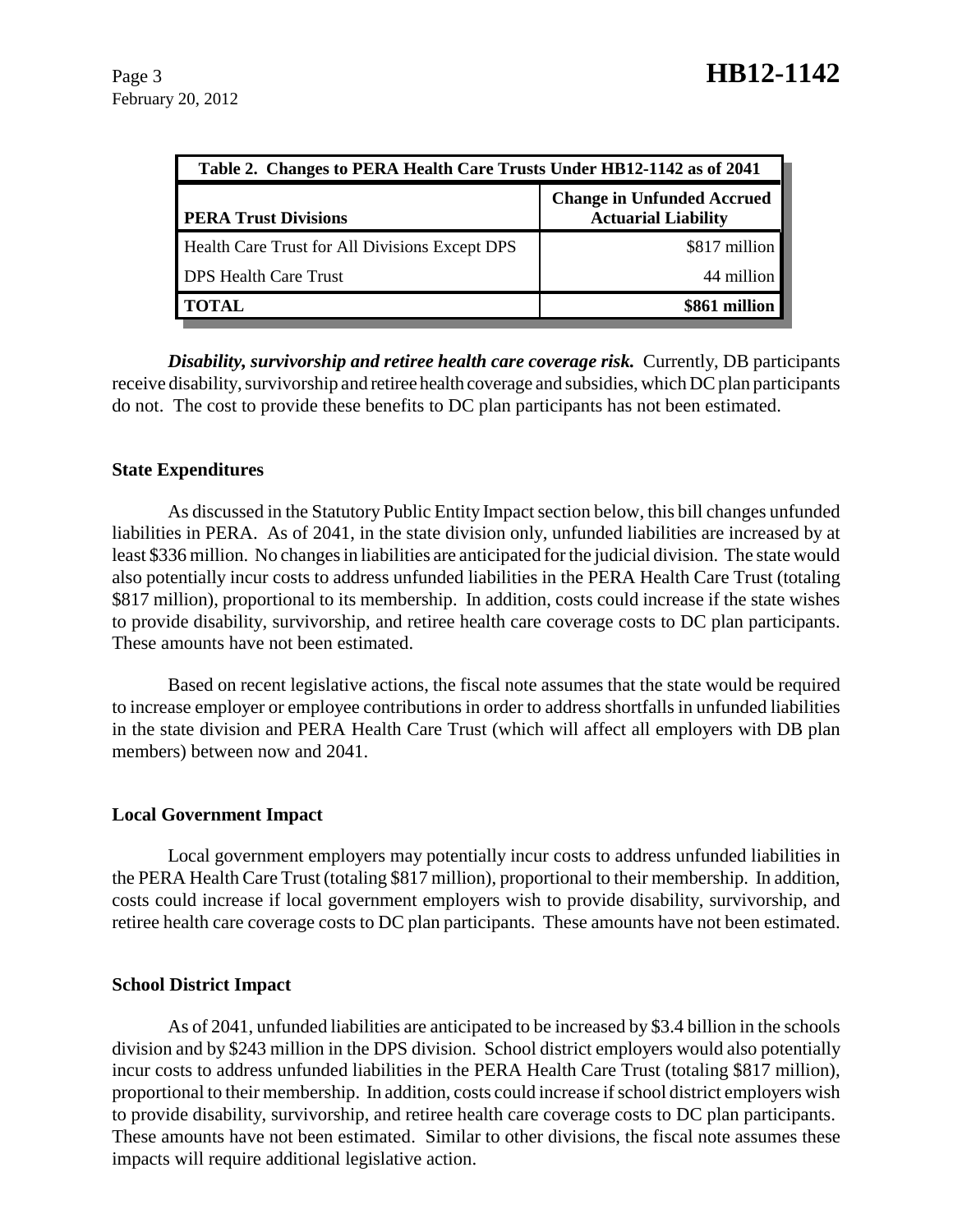| Table 2. Changes to PERA Health Care Trusts Under HB12-1142 as of 2041 | |
|---|---|
| **PERA Trust Divisions** | **Change in Unfunded Accrued Actuarial Liability** |
| Health Care Trust for All Divisions Except DPS | $817 million |
| DPS Health Care Trust | 44 million |
| **TOTAL** | **$861 million** |

***Disability, survivorship and retiree health care coverage risk.*** Currently, DB participants receive disability, survivorship and retiree health coverage and subsidies, which DC plan participants do not. The cost to provide these benefits to DC plan participants has not been estimated.

**State Expenditures**

As discussed in the Statutory Public Entity Impact section below, this bill changes unfunded liabilities in PERA. As of 2041, in the state division only, unfunded liabilities are increased by at least $336 million. No changes in liabilities are anticipated for the judicial division. The state would also potentially incur costs to address unfunded liabilities in the PERA Health Care Trust (totaling $817 million), proportional to its membership. In addition, costs could increase if the state wishes to provide disability, survivorship, and retiree health care coverage costs to DC plan participants. These amounts have not been estimated.

Based on recent legislative actions, the fiscal note assumes that the state would be required to increase employer or employee contributions in order to address shortfalls in unfunded liabilities in the state division and PERA Health Care Trust (which will affect all employers with DB plan members) between now and 2041.

**Local Government Impact**

Local government employers may potentially incur costs to address unfunded liabilities in the PERA Health Care Trust (totaling $817 million), proportional to their membership. In addition, costs could increase if local government employers wish to provide disability, survivorship, and retiree health care coverage costs to DC plan participants. These amounts have not been estimated.

**School District Impact**

As of 2041, unfunded liabilities are anticipated to be increased by $3.4 billion in the schools division and by $243 million in the DPS division. School district employers would also potentially incur costs to address unfunded liabilities in the PERA Health Care Trust (totaling $817 million), proportional to their membership. In addition, costs could increase if school district employers wish to provide disability, survivorship, and retiree health care coverage costs to DC plan participants. These amounts have not been estimated. Similar to other divisions, the fiscal note assumes these impacts will require additional legislative action.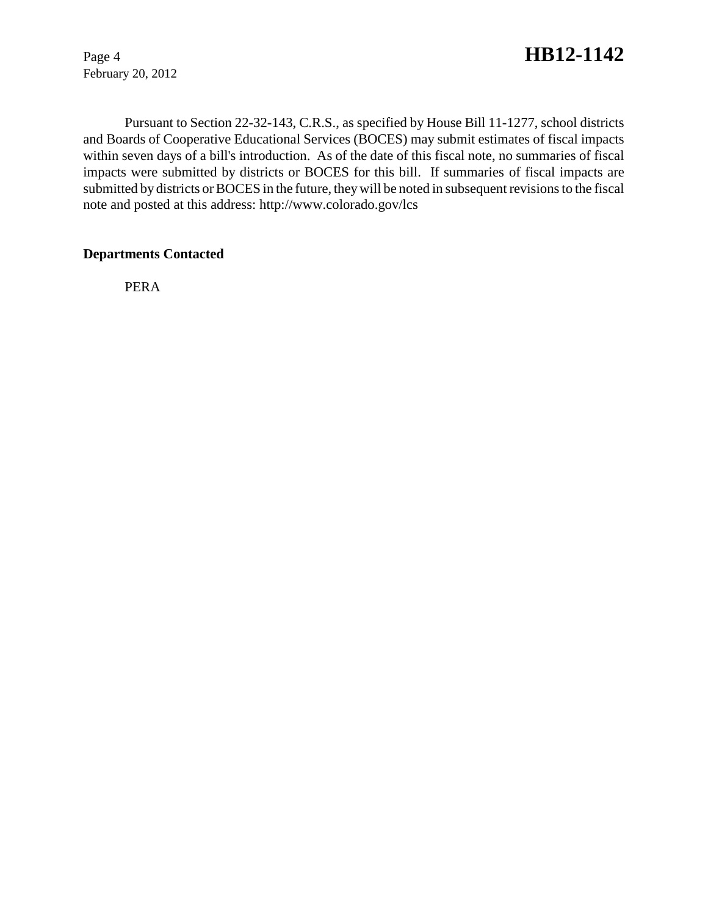Pursuant to Section 22-32-143, C.R.S., as specified by House Bill 11-1277, school districts and Boards of Cooperative Educational Services (BOCES) may submit estimates of fiscal impacts within seven days of a bill's introduction. As of the date of this fiscal note, no summaries of fiscal impacts were submitted by districts or BOCES for this bill. If summaries of fiscal impacts are submitted by districts or BOCES in the future, they will be noted in subsequent revisions to the fiscal note and posted at this address: http://www.colorado.gov/lcs

**Departments Contacted**

PERA